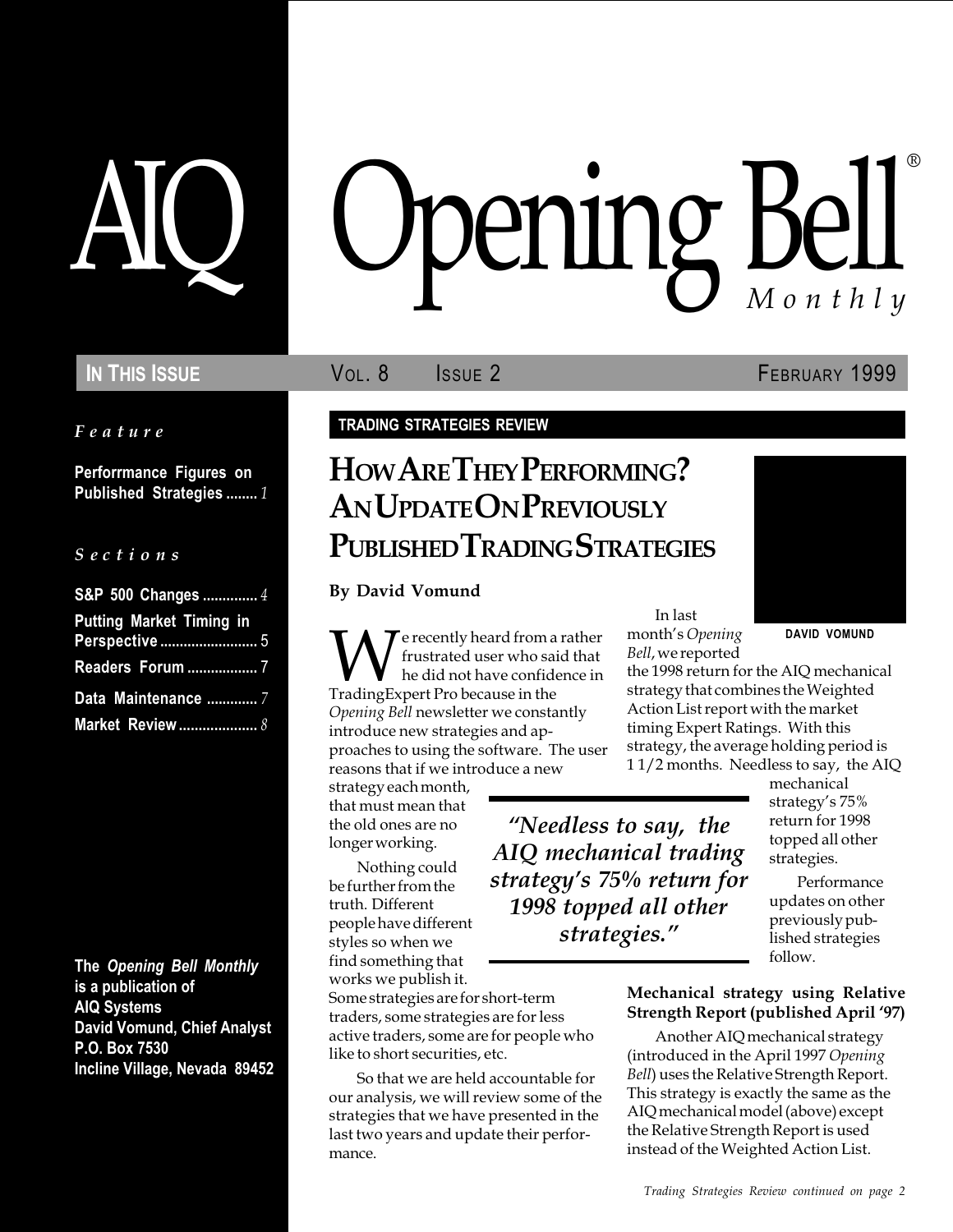# AIQ Opening Bell® Monthly

**IN THIS ISSUE** VOL. 8 ISSUE 2 FEBRUARY 1999

*Feature*

**Performrmance Figures on Published Strategies** ........ *1*

*Sections*

**S&P 500 Changes** .............. *4*
**Putting Market Timing in Perspective** ......................... 5
**Readers Forum** .................. 7
**Data Maintenance** ............. *7*
**Market Review** .................... *8*

**The *Opening Bell Monthly* is a publication of AIQ Systems**
**David Vomund, Chief Analyst**
**P.O. Box 7530**
**Incline Village, Nevada 89452**

**TRADING STRATEGIES REVIEW**

## HOW ARE THEY PERFORMING? AN UPDATE ON PREVIOUSLY PUBLISHED TRADING STRATEGIES

**By David Vomund**

DAVID VOMUND

We recently heard from a rather frustrated user who said that he did not have confidence in TradingExpert Pro because in the *Opening Bell* newsletter we constantly introduce new strategies and approaches to using the software. The user reasons that if we introduce a new strategy each month, that must mean that the old ones are no longer working.

Nothing could be further from the truth. Different people have different styles so when we find something that works we publish it. Some strategies are for short-term traders, some strategies are for less active traders, some are for people who like to short securities, etc.

So that we are held accountable for our analysis, we will review some of the strategies that we have presented in the last two years and update their performance.

In last month's *Opening Bell*, we reported the 1998 return for the AIQ mechanical strategy that combines the Weighted Action List report with the market timing Expert Ratings. With this strategy, the average holding period is 1 1/2 months. Needless to say, the AIQ mechanical strategy's 75% return for 1998 topped all other strategies.

> *"Needless to say, the AIQ mechanical trading strategy's 75% return for 1998 topped all other strategies."*

Performance updates on other previously published strategies follow.

**Mechanical strategy using Relative Strength Report (published April '97)**

Another AIQ mechanical strategy (introduced in the April 1997 *Opening Bell*) uses the Relative Strength Report. This strategy is exactly the same as the AIQ mechanical model (above) except the Relative Strength Report is used instead of the Weighted Action List.

*Trading Strategies Review continued on page 2*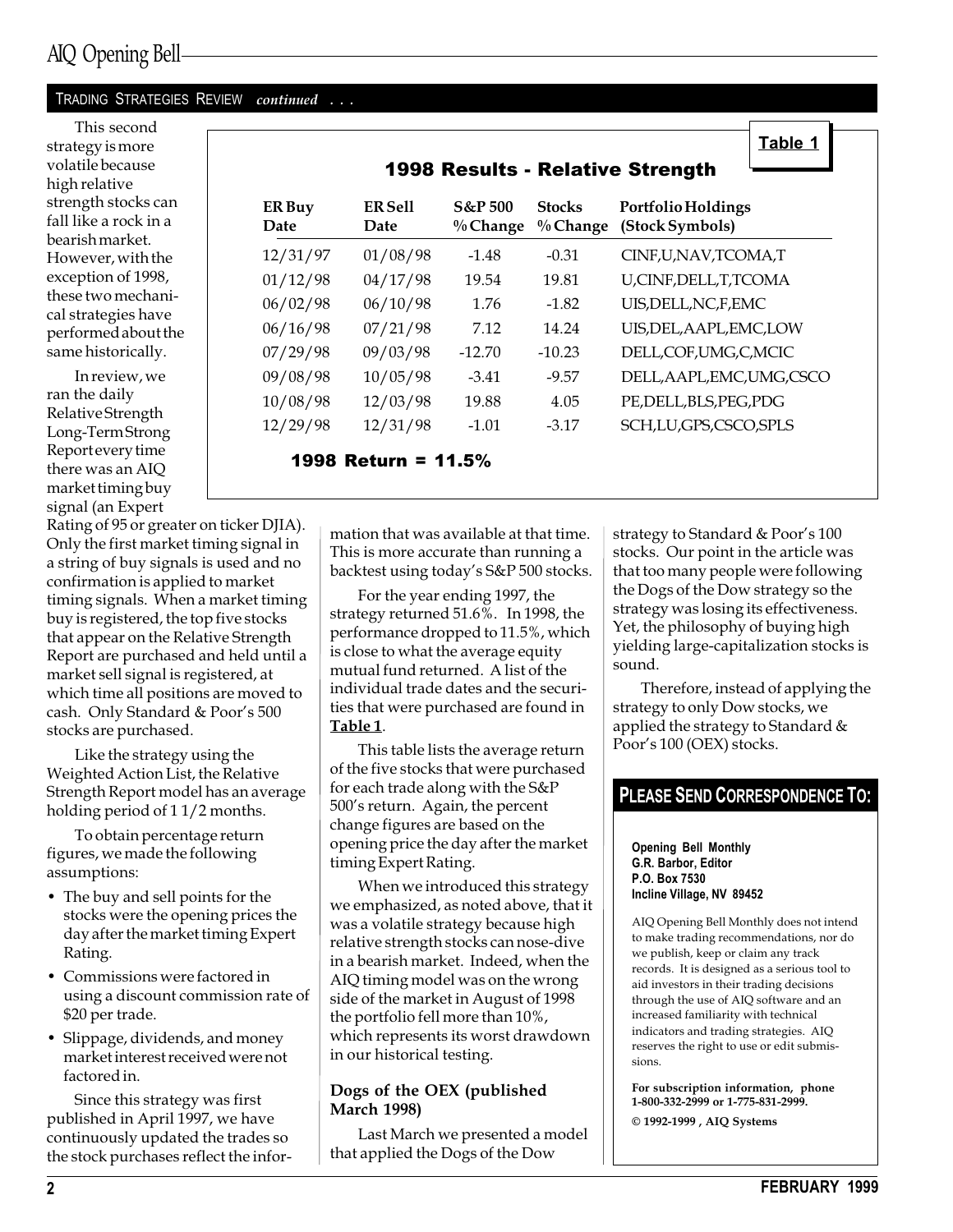TRADING STRATEGIES REVIEW *continued* . . .

This second strategy is more volatile because high relative strength stocks can fall like a rock in a bearish market. However, with the exception of 1998, these two mechanical strategies have performed about the same historically.

In review, we ran the daily Relative Strength Long-Term Strong Report every time there was an AIQ market timing buy signal (an Expert Rating of 95 or greater on ticker DJIA). Only the first market timing signal in a string of buy signals is used and no confirmation is applied to market timing signals. When a market timing buy is registered, the top five stocks that appear on the Relative Strength Report are purchased and held until a market sell signal is registered, at which time all positions are moved to cash. Only Standard & Poor's 500 stocks are purchased.

Like the strategy using the Weighted Action List, the Relative Strength Report model has an average holding period of 1 1/2 months.

To obtain percentage return figures, we made the following assumptions:

- The buy and sell points for the stocks were the opening prices the day after the market timing Expert Rating.
- Commissions were factored in using a discount commission rate of $20 per trade.
- Slippage, dividends, and money market interest received were not factored in.

Since this strategy was first published in April 1997, we have continuously updated the trades so the stock purchases reflect the information that was available at that time. This is more accurate than running a backtest using today's S&P 500 stocks.

For the year ending 1997, the strategy returned 51.6%. In 1998, the performance dropped to 11.5%, which is close to what the average equity mutual fund returned. A list of the individual trade dates and the securities that were purchased are found in **Table 1**.

**Table 1**

**1998 Results - Relative Strength**

| ER Buy Date | ER Sell Date | S&P 500 % Change | Stocks % Change | Portfolio Holdings (Stock Symbols) |
|---|---|---|---|---|
| 12/31/97 | 01/08/98 | -1.48 | -0.31 | CINF,U,NAV,TCOMA,T |
| 01/12/98 | 04/17/98 | 19.54 | 19.81 | U,CINF,DELL,T,TCOMA |
| 06/02/98 | 06/10/98 | 1.76 | -1.82 | UIS,DELL,NC,F,EMC |
| 06/16/98 | 07/21/98 | 7.12 | 14.24 | UIS,DEL,AAPL,EMC,LOW |
| 07/29/98 | 09/03/98 | -12.70 | -10.23 | DELL,COF,UMG,C,MCIC |
| 09/08/98 | 10/05/98 | -3.41 | -9.57 | DELL,AAPL,EMC,UMG,CSCO |
| 10/08/98 | 12/03/98 | 19.88 | 4.05 | PE,DELL,BLS,PEG,PDG |
| 12/29/98 | 12/31/98 | -1.01 | -3.17 | SCH,LU,GPS,CSCO,SPLS |

**1998 Return = 11.5%**

This table lists the average return of the five stocks that were purchased for each trade along with the S&P 500's return. Again, the percent change figures are based on the opening price the day after the market timing Expert Rating.

When we introduced this strategy we emphasized, as noted above, that it was a volatile strategy because high relative strength stocks can nose-dive in a bearish market. Indeed, when the AIQ timing model was on the wrong side of the market in August of 1998 the portfolio fell more than 10%, which represents its worst drawdown in our historical testing.

### Dogs of the OEX (published March 1998)

Last March we presented a model that applied the Dogs of the Dow strategy to Standard & Poor's 100 stocks. Our point in the article was that too many people were following the Dogs of the Dow strategy so the strategy was losing its effectiveness. Yet, the philosophy of buying high yielding large-capitalization stocks is sound.

Therefore, instead of applying the strategy to only Dow stocks, we applied the strategy to Standard & Poor's 100 (OEX) stocks.

## PLEASE SEND CORRESPONDENCE TO:

**Opening Bell Monthly**
**G.R. Barbor, Editor**
**P.O. Box 7530**
**Incline Village, NV 89452**

AIQ Opening Bell Monthly does not intend to make trading recommendations, nor do we publish, keep or claim any track records. It is designed as a serious tool to aid investors in their trading decisions through the use of AIQ software and an increased familiarity with technical indicators and trading strategies. AIQ reserves the right to use or edit submissions.

**For subscription information, phone 1-800-332-2999 or 1-775-831-2999.**

**© 1992-1999 , AIQ Systems**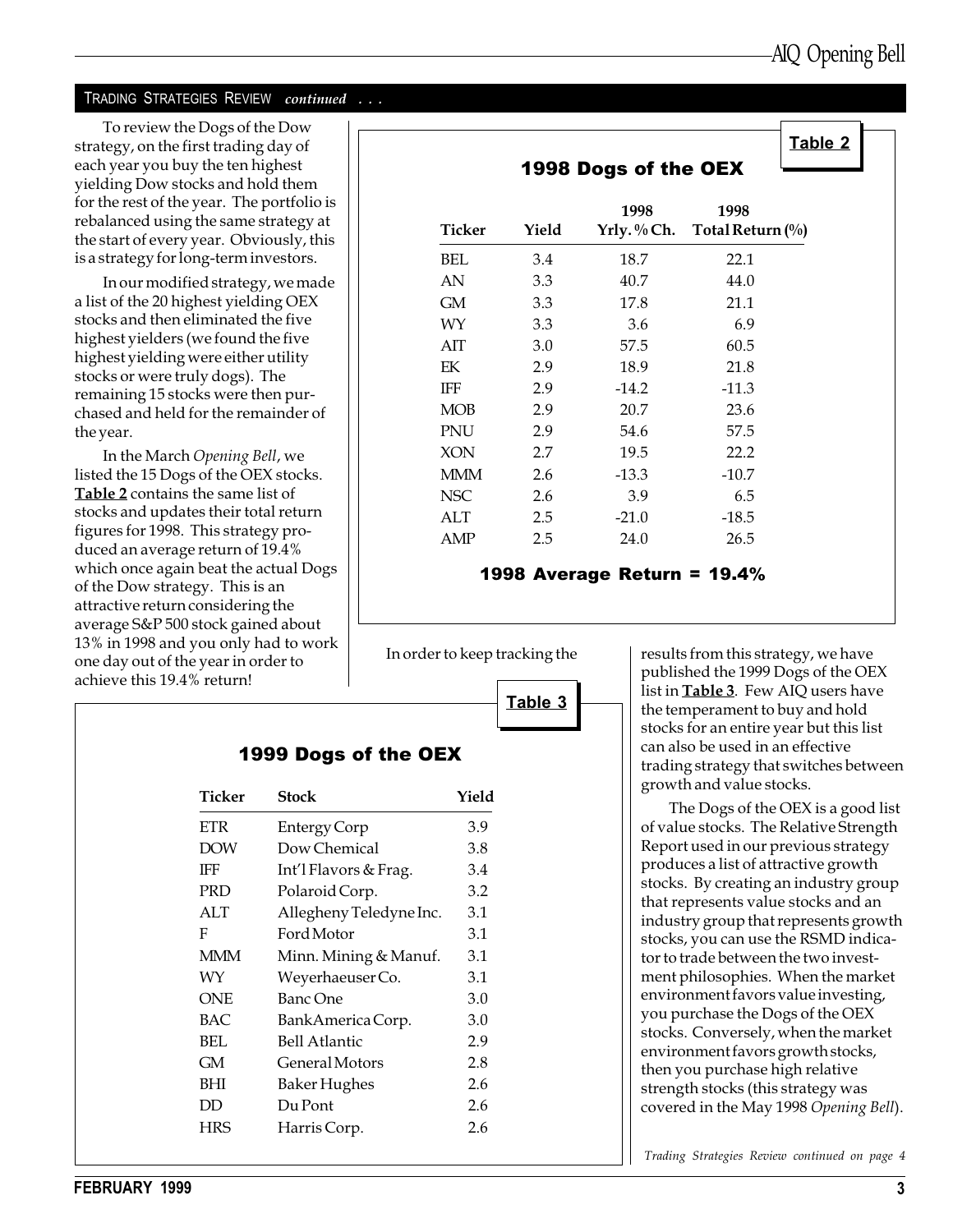TRADING STRATEGIES REVIEW *continued* . . .

To review the Dogs of the Dow strategy, on the first trading day of each year you buy the ten highest yielding Dow stocks and hold them for the rest of the year. The portfolio is rebalanced using the same strategy at the start of every year. Obviously, this is a strategy for long-term investors.

In our modified strategy, we made a list of the 20 highest yielding OEX stocks and then eliminated the five highest yielders (we found the five highest yielding were either utility stocks or were truly dogs). The remaining 15 stocks were then purchased and held for the remainder of the year.

In the March *Opening Bell*, we listed the 15 Dogs of the OEX stocks. **Table 2** contains the same list of stocks and updates their total return figures for 1998. This strategy produced an average return of 19.4% which once again beat the actual Dogs of the Dow strategy. This is an attractive return considering the average S&P 500 stock gained about 13% in 1998 and you only had to work one day out of the year in order to achieve this 19.4% return!

**Table 2**

### 1998 Dogs of the OEX

| Ticker | Yield | 1998 Yrly. % Ch. | 1998 Total Return (%) |
|---|---|---|---|
| BEL | 3.4 | 18.7 | 22.1 |
| AN | 3.3 | 40.7 | 44.0 |
| GM | 3.3 | 17.8 | 21.1 |
| WY | 3.3 | 3.6 | 6.9 |
| AIT | 3.0 | 57.5 | 60.5 |
| EK | 2.9 | 18.9 | 21.8 |
| IFF | 2.9 | -14.2 | -11.3 |
| MOB | 2.9 | 20.7 | 23.6 |
| PNU | 2.9 | 54.6 | 57.5 |
| XON | 2.7 | 19.5 | 22.2 |
| MMM | 2.6 | -13.3 | -10.7 |
| NSC | 2.6 | 3.9 | 6.5 |
| ALT | 2.5 | -21.0 | -18.5 |
| AMP | 2.5 | 24.0 | 26.5 |

**1998 Average Return = 19.4%**

In order to keep tracking the results from this strategy, we have published the 1999 Dogs of the OEX list in **Table 3**. Few AIQ users have the temperament to buy and hold stocks for an entire year but this list can also be used in an effective trading strategy that switches between growth and value stocks.

**Table 3**

### 1999 Dogs of the OEX

| Ticker | Stock | Yield |
|---|---|---|
| ETR | Entergy Corp | 3.9 |
| DOW | Dow Chemical | 3.8 |
| IFF | Int'l Flavors & Frag. | 3.4 |
| PRD | Polaroid Corp. | 3.2 |
| ALT | Allegheny Teledyne Inc. | 3.1 |
| F | Ford Motor | 3.1 |
| MMM | Minn. Mining & Manuf. | 3.1 |
| WY | Weyerhaeuser Co. | 3.1 |
| ONE | Banc One | 3.0 |
| BAC | BankAmerica Corp. | 3.0 |
| BEL | Bell Atlantic | 2.9 |
| GM | General Motors | 2.8 |
| BHI | Baker Hughes | 2.6 |
| DD | Du Pont | 2.6 |
| HRS | Harris Corp. | 2.6 |

The Dogs of the OEX is a good list of value stocks. The Relative Strength Report used in our previous strategy produces a list of attractive growth stocks. By creating an industry group that represents value stocks and an industry group that represents growth stocks, you can use the RSMD indicator to trade between the two investment philosophies. When the market environment favors value investing, you purchase the Dogs of the OEX stocks. Conversely, when the market environment favors growth stocks, then you purchase high relative strength stocks (this strategy was covered in the May 1998 *Opening Bell*).

*Trading Strategies Review continued on page 4*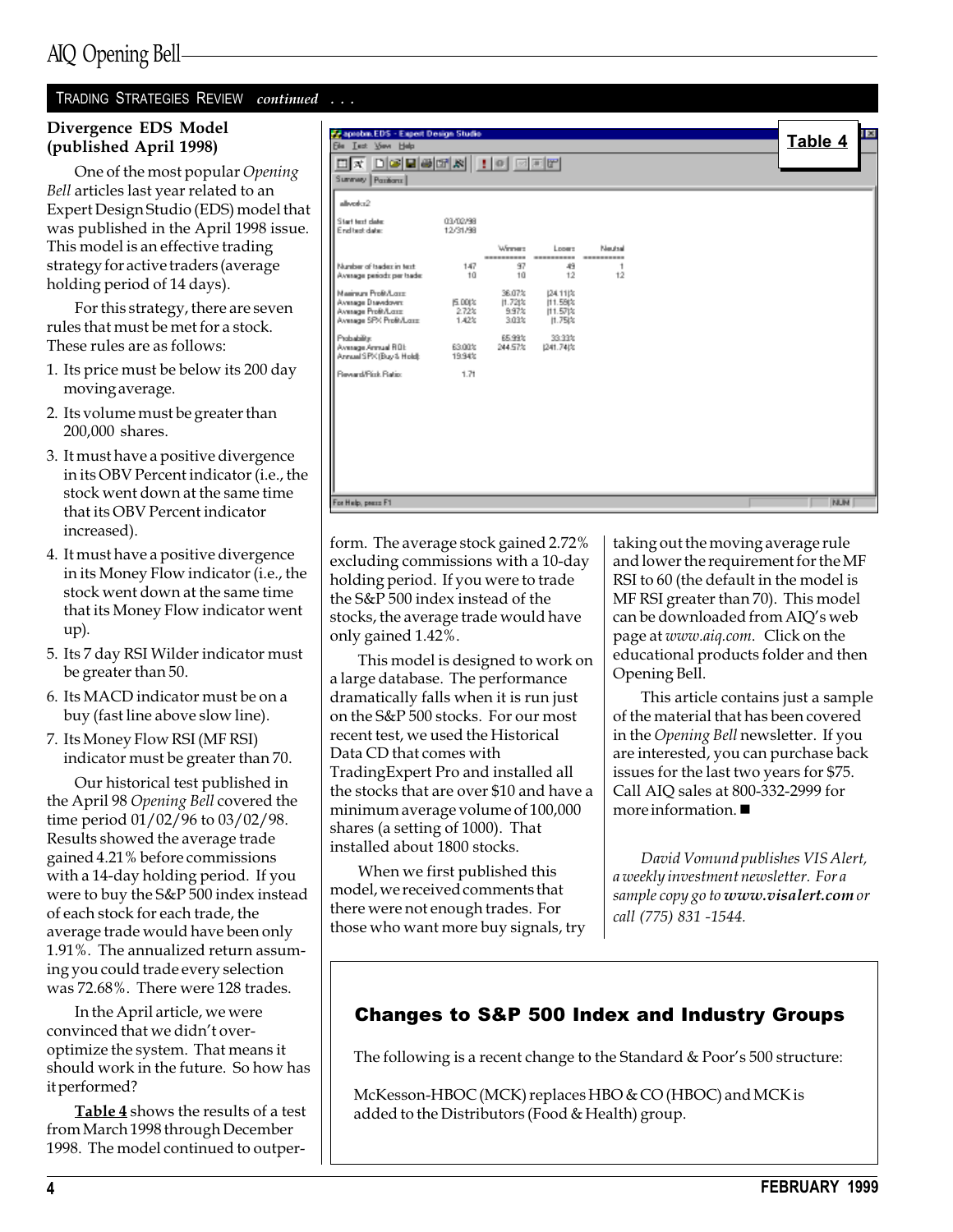## TRADING STRATEGIES REVIEW *continued . . .*

### Divergence EDS Model (published April 1998)

One of the most popular *Opening Bell* articles last year related to an Expert Design Studio (EDS) model that was published in the April 1998 issue. This model is an effective trading strategy for active traders (average holding period of 14 days).

For this strategy, there are seven rules that must be met for a stock. These rules are as follows:

1. Its price must be below its 200 day moving average.
2. Its volume must be greater than 200,000 shares.
3. It must have a positive divergence in its OBV Percent indicator (i.e., the stock went down at the same time that its OBV Percent indicator increased).
4. It must have a positive divergence in its Money Flow indicator (i.e., the stock went down at the same time that its Money Flow indicator went up).
5. Its 7 day RSI Wilder indicator must be greater than 50.
6. Its MACD indicator must be on a buy (fast line above slow line).
7. Its Money Flow RSI (MF RSI) indicator must be greater than 70.

Our historical test published in the April 98 *Opening Bell* covered the time period 01/02/96 to 03/02/98. Results showed the average trade gained 4.21% before commissions with a 14-day holding period. If you were to buy the S&P 500 index instead of each stock for each trade, the average trade would have been only 1.91%. The annualized return assuming you could trade every selection was 72.68%. There were 128 trades.

In the April article, we were convinced that we didn't over-optimize the system. That means it should work in the future. So how has it performed?

**Table 4** shows the results of a test from March 1998 through December 1998. The model continued to outperform. The average stock gained 2.72% excluding commissions with a 10-day holding period. If you were to trade the S&P 500 index instead of the stocks, the average trade would have only gained 1.42%.

**Table 4**

allvoks2

Start test date: 03/02/98
End test date: 12/31/98

| | | Winners | Losers | Neutral |
|---|---|---|---|---|
| Number of trades in test: | 147 | 97 | 49 | 1 |
| Average periods per trade: | 10 | 10 | 12 | 12 |
| Maximum Profit/Loss: | | 36.07% | (24.11)% | |
| Average Drawdown: | (5.00)% | (1.72)% | (11.59)% | |
| Average Profit/Loss: | 2.72% | 9.97% | (11.57)% | |
| Average SPX Profit/Loss: | 1.42% | 3.03% | (1.75)% | |
| Probability: | | 65.99% | 33.33% | |
| Average Annual ROI: | 63.00% | 244.57% | (241.74)% | |
| Annual SPX (Buy & Hold): | 19.94% | | | |
| Reward/Risk Ratio: | 1.71 | | | |

This model is designed to work on a large database. The performance dramatically falls when it is run just on the S&P 500 stocks. For our most recent test, we used the Historical Data CD that comes with TradingExpert Pro and installed all the stocks that are over $10 and have a minimum average volume of 100,000 shares (a setting of 1000). That installed about 1800 stocks.

When we first published this model, we received comments that there were not enough trades. For those who want more buy signals, try taking out the moving average rule and lower the requirement for the MF RSI to 60 (the default in the model is MF RSI greater than 70). This model can be downloaded from AIQ's web page at *www.aiq.com*. Click on the educational products folder and then Opening Bell.

This article contains just a sample of the material that has been covered in the *Opening Bell* newsletter. If you are interested, you can purchase back issues for the last two years for $75. Call AIQ sales at 800-332-2999 for more information. ■

*David Vomund publishes VIS Alert, a weekly investment newsletter. For a sample copy go to **www.visalert.com** or call (775) 831 -1544.*

### Changes to S&P 500 Index and Industry Groups

The following is a recent change to the Standard & Poor's 500 structure:

McKesson-HBOC (MCK) replaces HBO & CO (HBOC) and MCK is added to the Distributors (Food & Health) group.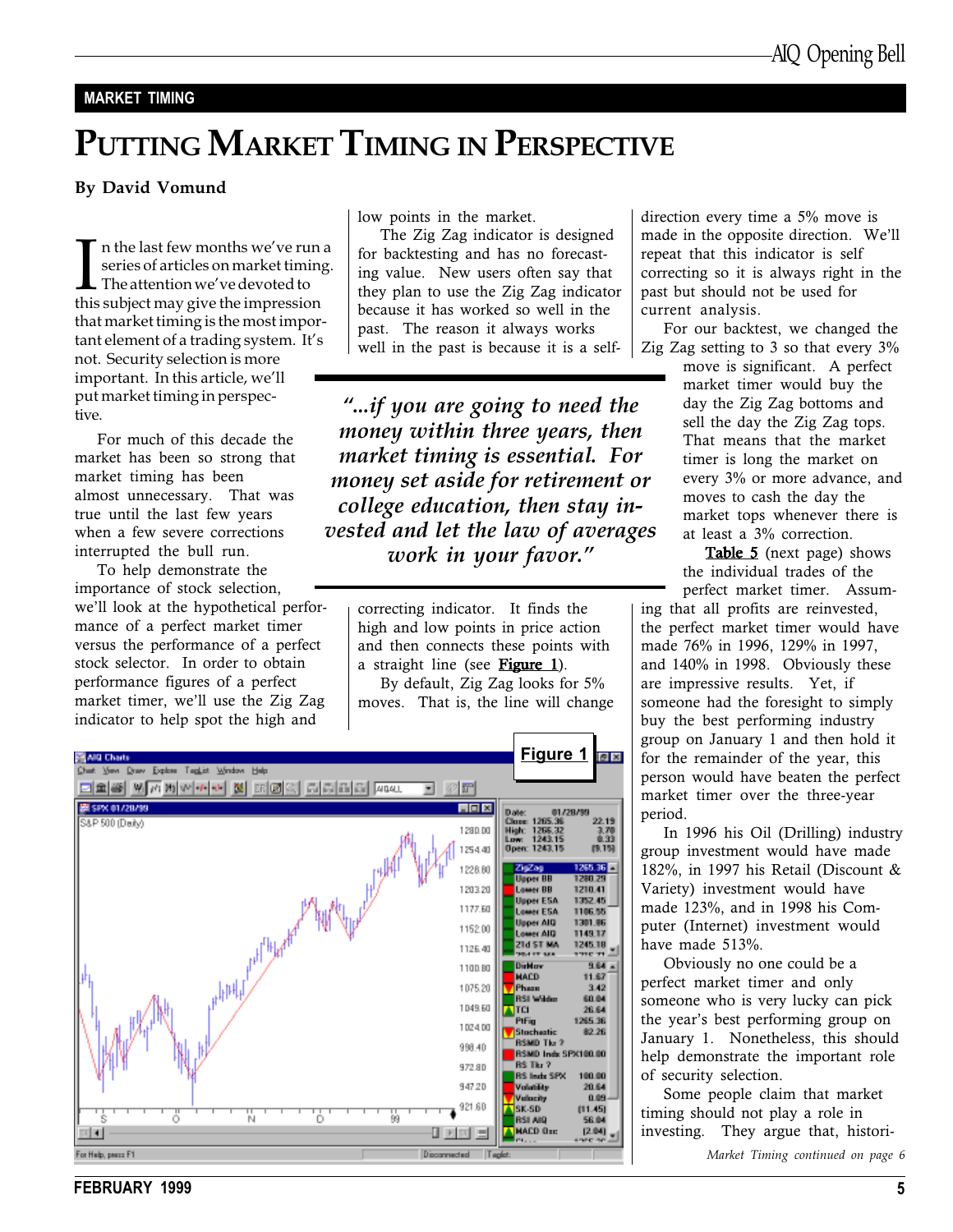MARKET TIMING

# Putting Market Timing in Perspective

**By David Vomund**

In the last few months we've run a series of articles on market timing. The attention we've devoted to this subject may give the impression that market timing is the most important element of a trading system. It's not. Security selection is more important. In this article, we'll put market timing in perspective.

For much of this decade the market has been so strong that market timing has been almost unnecessary. That was true until the last few years when a few severe corrections interrupted the bull run.

To help demonstrate the importance of stock selection, we'll look at the hypothetical performance of a perfect market timer versus the performance of a perfect stock selector. In order to obtain performance figures of a perfect market timer, we'll use the Zig Zag indicator to help spot the high and low points in the market.

The Zig Zag indicator is designed for backtesting and has no forecasting value. New users often say that they plan to use the Zig Zag indicator because it has worked so well in the past. The reason it always works well in the past is because it is a self-correcting indicator. It finds the high and low points in price action and then connects these points with a straight line (see **Figure 1**).

> *"...if you are going to need the money within three years, then market timing is essential. For money set aside for retirement or college education, then stay invested and let the law of averages work in your favor."*

By default, Zig Zag looks for 5% moves. That is, the line will change direction every time a 5% move is made in the opposite direction. We'll repeat that this indicator is self correcting so it is always right in the past but should not be used for current analysis.

For our backtest, we changed the Zig Zag setting to 3 so that every 3% move is significant. A perfect market timer would buy the day the Zig Zag bottoms and sell the day the Zig Zag tops. That means that the market timer is long the market on every 3% or more advance, and moves to cash the day the market tops whenever there is at least a 3% correction.

**Table 5** (next page) shows the individual trades of the perfect market timer. Assuming that all profits are reinvested, the perfect market timer would have made 76% in 1996, 129% in 1997, and 140% in 1998. Obviously these are impressive results. Yet, if someone had the foresight to simply buy the best performing industry group on January 1 and then hold it for the remainder of the year, this person would have beaten the perfect market timer over the three-year period.

In 1996 his Oil (Drilling) industry group investment would have made 182%, in 1997 his Retail (Discount & Variety) investment would have made 123%, and in 1998 his Computer (Internet) investment would have made 513%.

Obviously no one could be a perfect market timer and only someone who is very lucky can pick the year's best performing group on January 1. Nonetheless, this should help demonstrate the important role of security selection.

Some people claim that market timing should not play a role in investing. They argue that, histori-

**Figure 1**

*Market Timing continued on page 6*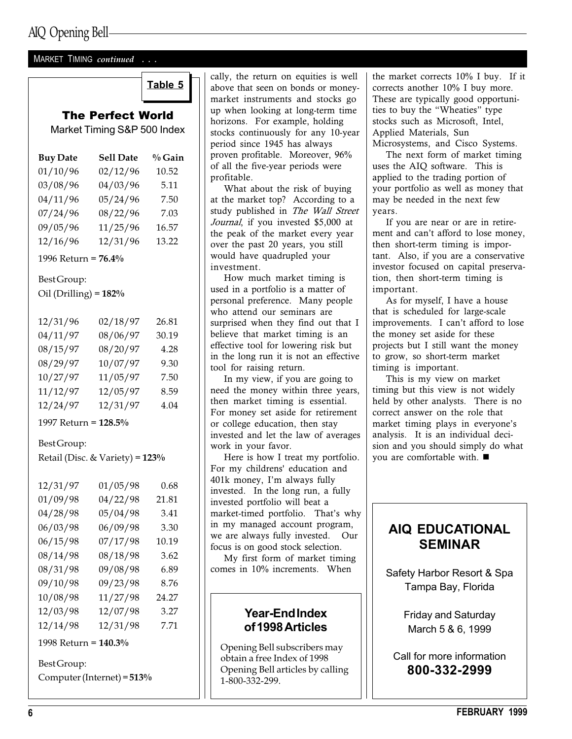MARKET TIMING *continued* . . .

**Table 5**

### The Perfect World

Market Timing S&P 500 Index

| Buy Date | Sell Date | % Gain |
|---|---|---|
| 01/10/96 | 02/12/96 | 10.52 |
| 03/08/96 | 04/03/96 | 5.11 |
| 04/11/96 | 05/24/96 | 7.50 |
| 07/24/96 | 08/22/96 | 7.03 |
| 09/05/96 | 11/25/96 | 16.57 |
| 12/16/96 | 12/31/96 | 13.22 |
| 1996 Return = **76.4%** | | |
| Best Group: Oil (Drilling) = **182%** | | |
| 12/31/96 | 02/18/97 | 26.81 |
| 04/11/97 | 08/06/97 | 30.19 |
| 08/15/97 | 08/20/97 | 4.28 |
| 08/29/97 | 10/07/97 | 9.30 |
| 10/27/97 | 11/05/97 | 7.50 |
| 11/12/97 | 12/05/97 | 8.59 |
| 12/24/97 | 12/31/97 | 4.04 |
| 1997 Return = **128.5%** | | |
| Best Group: Retail (Disc. & Variety) = **123%** | | |
| 12/31/97 | 01/05/98 | 0.68 |
| 01/09/98 | 04/22/98 | 21.81 |
| 04/28/98 | 05/04/98 | 3.41 |
| 06/03/98 | 06/09/98 | 3.30 |
| 06/15/98 | 07/17/98 | 10.19 |
| 08/14/98 | 08/18/98 | 3.62 |
| 08/31/98 | 09/08/98 | 6.89 |
| 09/10/98 | 09/23/98 | 8.76 |
| 10/08/98 | 11/27/98 | 24.27 |
| 12/03/98 | 12/07/98 | 3.27 |
| 12/14/98 | 12/31/98 | 7.71 |
| 1998 Return = **140.3%** | | |
| Best Group: Computer (Internet) = **513%** | | |

cally, the return on equities is well above that seen on bonds or money-market instruments and stocks go up when looking at long-term time horizons. For example, holding stocks continuously for any 10-year period since 1945 has always proven profitable. Moreover, 96% of all the five-year periods were profitable.

What about the risk of buying at the market top? According to a study published in *The Wall Street Journal*, if you invested $5,000 at the peak of the market every year over the past 20 years, you still would have quadrupled your investment.

How much market timing is used in a portfolio is a matter of personal preference. Many people who attend our seminars are surprised when they find out that I believe that market timing is an effective tool for lowering risk but in the long run it is not an effective tool for raising return.

In my view, if you are going to need the money within three years, then market timing is essential. For money set aside for retirement or college education, then stay invested and let the law of averages work in your favor.

Here is how I treat my portfolio. For my childrens' education and 401k money, I'm always fully invested. In the long run, a fully invested portfolio will beat a market-timed portfolio. That's why in my managed account program, we are always fully invested. Our focus is on good stock selection.

My first form of market timing comes in 10% increments. When the market corrects 10% I buy. If it corrects another 10% I buy more. These are typically good opportunities to buy the "Wheaties" type stocks such as Microsoft, Intel, Applied Materials, Sun Microsystems, and Cisco Systems.

The next form of market timing uses the AIQ software. This is applied to the trading portion of your portfolio as well as money that may be needed in the next few years.

If you are near or are in retirement and can't afford to lose money, then short-term timing is important. Also, if you are a conservative investor focused on capital preservation, then short-term timing is important.

As for myself, I have a house that is scheduled for large-scale improvements. I can't afford to lose the money set aside for these projects but I still want the money to grow, so short-term market timing is important.

This is my view on market timing but this view is not widely held by other analysts. There is no correct answer on the role that market timing plays in everyone's analysis. It is an individual decision and you should simply do what you are comfortable with. ■

### Year-End Index of 1998 Articles

Opening Bell subscribers may obtain a free Index of 1998 Opening Bell articles by calling 1-800-332-299.

### AIQ EDUCATIONAL SEMINAR

Safety Harbor Resort & Spa
Tampa Bay, Florida

Friday and Saturday
March 5 & 6, 1999

Call for more information
**800-332-2999**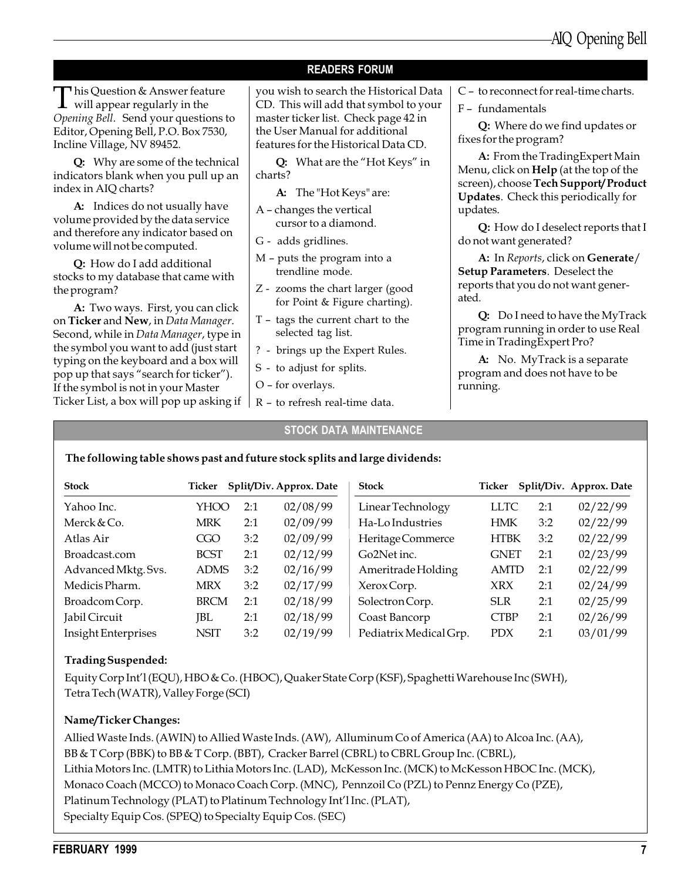## READERS FORUM

This Question & Answer feature will appear regularly in the *Opening Bell*. Send your questions to Editor, Opening Bell, P.O. Box 7530, Incline Village, NV 89452.

**Q:** Why are some of the technical indicators blank when you pull up an index in AIQ charts?

**A:** Indices do not usually have volume provided by the data service and therefore any indicator based on volume will not be computed.

**Q:** How do I add additional stocks to my database that came with the program?

**A:** Two ways. First, you can click on **Ticker** and **New**, in *Data Manager*. Second, while in *Data Manager*, type in the symbol you want to add (just start typing on the keyboard and a box will pop up that says "search for ticker"). If the symbol is not in your Master Ticker List, a box will pop up asking if you wish to search the Historical Data CD. This will add that symbol to your master ticker list. Check page 42 in the User Manual for additional features for the Historical Data CD.

**Q:** What are the "Hot Keys" in charts?

**A:** The "Hot Keys" are:

- A – changes the vertical cursor to a diamond.
- G - adds gridlines.
- M – puts the program into a trendline mode.
- Z - zooms the chart larger (good for Point & Figure charting).
- T – tags the current chart to the selected tag list.
- ? - brings up the Expert Rules.
- S - to adjust for splits.
- O – for overlays.
- R – to refresh real-time data.
- C – to reconnect for real-time charts.
- F – fundamentals

**Q:** Where do we find updates or fixes for the program?

**A:** From the TradingExpert Main Menu, click on **Help** (at the top of the screen), choose **Tech Support/Product Updates**. Check this periodically for updates.

**Q:** How do I deselect reports that I do not want generated?

**A:** In *Reports*, click on **Generate/Setup Parameters**. Deselect the reports that you do not want generated.

**Q:** Do I need to have the MyTrack program running in order to use Real Time in TradingExpert Pro?

**A:** No. MyTrack is a separate program and does not have to be running.

## STOCK DATA MAINTENANCE

**The following table shows past and future stock splits and large dividends:**

| Stock | Ticker | Split/Div. | Approx. Date |
|---|---|---|---|
| Yahoo Inc. | YHOO | 2:1 | 02/08/99 |
| Merck & Co. | MRK | 2:1 | 02/09/99 |
| Atlas Air | CGO | 3:2 | 02/09/99 |
| Broadcast.com | BCST | 2:1 | 02/12/99 |
| Advanced Mktg. Svs. | ADMS | 3:2 | 02/16/99 |
| Medicis Pharm. | MRX | 3:2 | 02/17/99 |
| Broadcom Corp. | BRCM | 2:1 | 02/18/99 |
| Jabil Circuit | JBL | 2:1 | 02/18/99 |
| Insight Enterprises | NSIT | 3:2 | 02/19/99 |
| Linear Technology | LLTC | 2:1 | 02/22/99 |
| Ha-Lo Industries | HMK | 3:2 | 02/22/99 |
| Heritage Commerce | HTBK | 3:2 | 02/22/99 |
| Go2Net inc. | GNET | 2:1 | 02/23/99 |
| Ameritrade Holding | AMTD | 2:1 | 02/22/99 |
| Xerox Corp. | XRX | 2:1 | 02/24/99 |
| Solectron Corp. | SLR | 2:1 | 02/25/99 |
| Coast Bancorp | CTBP | 2:1 | 02/26/99 |
| Pediatrix Medical Grp. | PDX | 2:1 | 03/01/99 |

**Trading Suspended:**

Equity Corp Int'l (EQU), HBO & Co. (HBOC), Quaker State Corp (KSF), Spaghetti Warehouse Inc (SWH), Tetra Tech (WATR), Valley Forge (SCI)

**Name/Ticker Changes:**

Allied Waste Inds. (AWIN) to Allied Waste Inds. (AW), Alluminum Co of America (AA) to Alcoa Inc. (AA), BB & T Corp (BBK) to BB & T Corp. (BBT), Cracker Barrel (CBRL) to CBRL Group Inc. (CBRL), Lithia Motors Inc. (LMTR) to Lithia Motors Inc. (LAD), McKesson Inc. (MCK) to McKesson HBOC Inc. (MCK), Monaco Coach (MCCO) to Monaco Coach Corp. (MNC), Pennzoil Co (PZL) to Pennz Energy Co (PZE), Platinum Technology (PLAT) to Platinum Technology Int'l Inc. (PLAT), Specialty Equip Cos. (SPEQ) to Specialty Equip Cos. (SEC)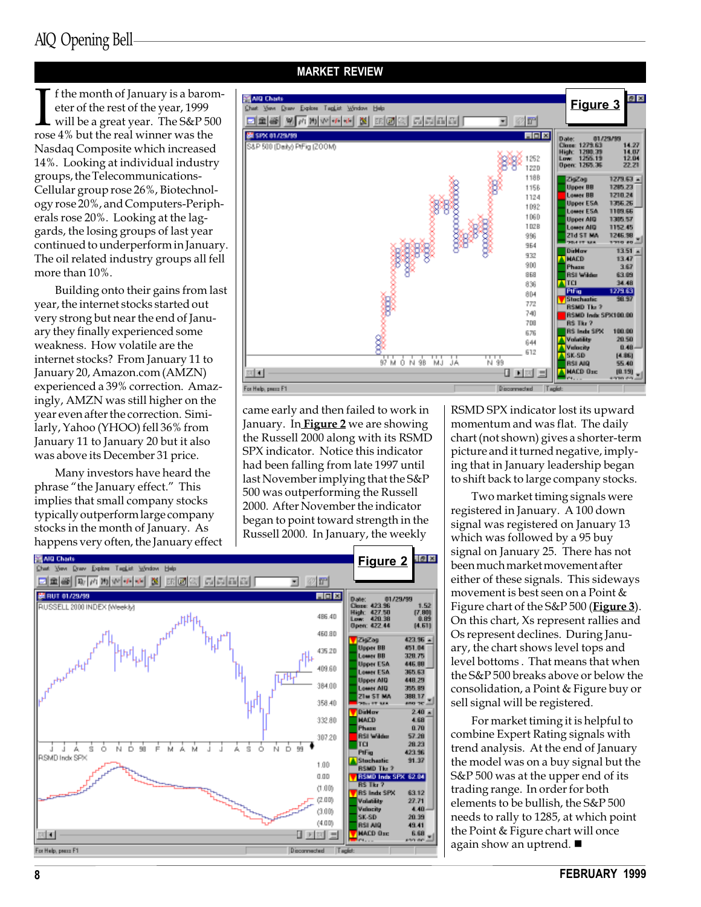## MARKET REVIEW

If the month of January is a barometer of the rest of the year, 1999 will be a great year. The S&P 500 rose 4% but the real winner was the Nasdaq Composite which increased 14%. Looking at individual industry groups, the Telecommunications-Cellular group rose 26%, Biotechnology rose 20%, and Computers-Peripherals rose 20%. Looking at the laggards, the losing groups of last year continued to underperform in January. The oil related industry groups all fell more than 10%.

Building onto their gains from last year, the internet stocks started out very strong but near the end of January they finally experienced some weakness. How volatile are the internet stocks? From January 11 to January 20, Amazon.com (AMZN) experienced a 39% correction. Amazingly, AMZN was still higher on the year even after the correction. Similarly, Yahoo (YHOO) fell 36% from January 11 to January 20 but it also was above its December 31 price.

Many investors have heard the phrase "the January effect." This implies that small company stocks typically outperform large company stocks in the month of January. As happens very often, the January effect came early and then failed to work in January. In **Figure 2** we are showing the Russell 2000 along with its RSMD SPX indicator. Notice this indicator had been falling from late 1997 until last November implying that the S&P 500 was outperforming the Russell 2000. After November the indicator began to point toward strength in the Russell 2000. In January, the weekly RSMD SPX indicator lost its upward momentum and was flat. The daily chart (not shown) gives a shorter-term picture and it turned negative, implying that in January leadership began to shift back to large company stocks.

Two market timing signals were registered in January. A 100 down signal was registered on January 13 which was followed by a 95 buy signal on January 25. There has not been much market movement after either of these signals. These sideways movement is best seen on a Point & Figure chart of the S&P 500 (**Figure 3**). On this chart, Xs represent rallies and Os represent declines. During January, the chart shows level tops and level bottoms. That means that when the S&P 500 breaks above or below the consolidation, a Point & Figure buy or sell signal will be registered.

For market timing it is helpful to combine Expert Rating signals with trend analysis. At the end of January the model was on a buy signal but the S&P 500 was at the upper end of its trading range. In order for both elements to be bullish, the S&P 500 needs to rally to 1285, at which point the Point & Figure chart will once again show an uptrend. ■

**Figure 2**

RUSSELL 2000 INDEX (Weekly)
RSMD Indx SPX

**Figure 3**

S&P 500 (Daily) PtFig (ZOOM)